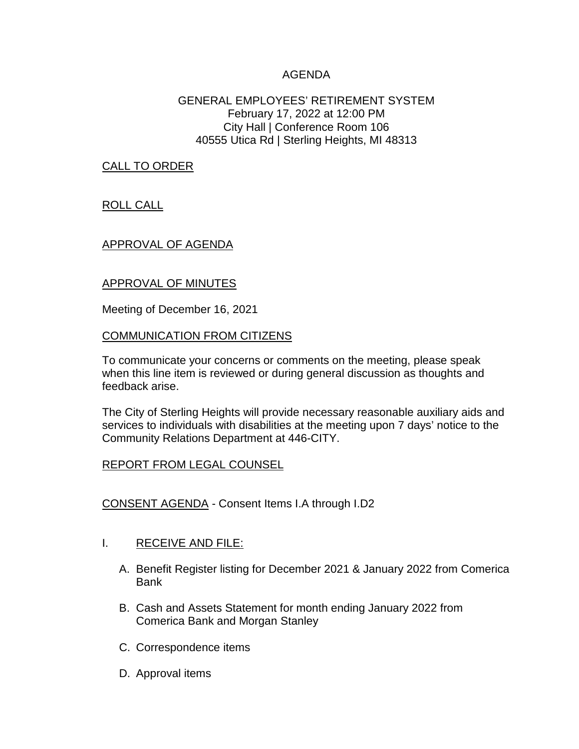# AGENDA

## GENERAL EMPLOYEES' RETIREMENT SYSTEM

February 17, 2022 at 12:00 PM
City Hall | Conference Room 106
40555 Utica Rd | Sterling Heights, MI 48313

CALL TO ORDER

ROLL CALL

APPROVAL OF AGENDA

APPROVAL OF MINUTES

Meeting of December 16, 2021

COMMUNICATION FROM CITIZENS

To communicate your concerns or comments on the meeting, please speak when this line item is reviewed or during general discussion as thoughts and feedback arise.

The City of Sterling Heights will provide necessary reasonable auxiliary aids and services to individuals with disabilities at the meeting upon 7 days' notice to the Community Relations Department at 446-CITY.

REPORT FROM LEGAL COUNSEL

CONSENT AGENDA - Consent Items I.A through I.D2

I. RECEIVE AND FILE:

   A. Benefit Register listing for December 2021 & January 2022 from Comerica Bank

   B. Cash and Assets Statement for month ending January 2022 from Comerica Bank and Morgan Stanley

   C. Correspondence items

   D. Approval items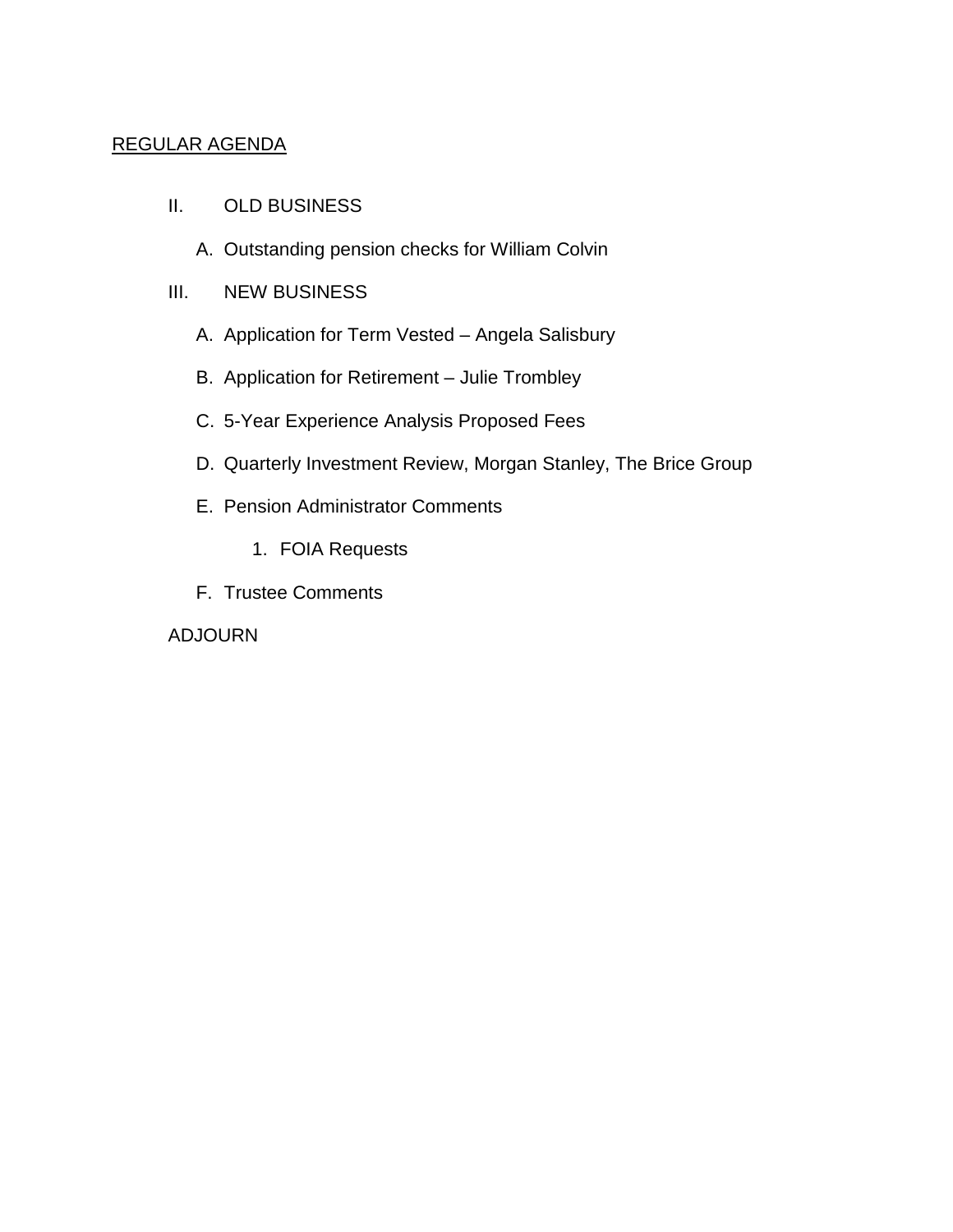<u>REGULAR AGENDA</u>

II. OLD BUSINESS

A. Outstanding pension checks for William Colvin

III. NEW BUSINESS

A. Application for Term Vested – Angela Salisbury

B. Application for Retirement – Julie Trombley

C. 5-Year Experience Analysis Proposed Fees

D. Quarterly Investment Review, Morgan Stanley, The Brice Group

E. Pension Administrator Comments

1. FOIA Requests

F. Trustee Comments

ADJOURN